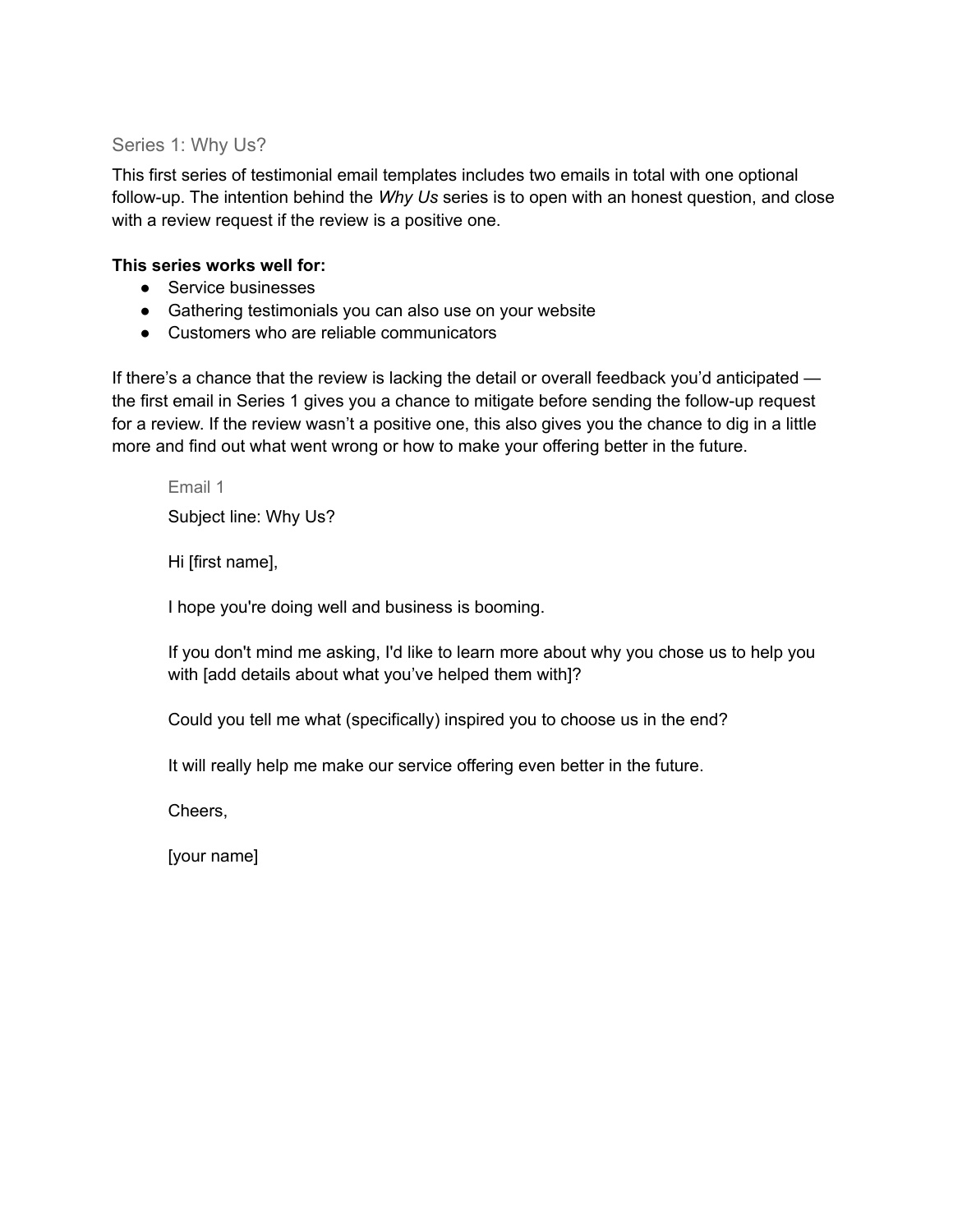## Series 1: Why Us?

This first series of testimonial email templates includes two emails in total with one optional follow-up. The intention behind the *Why Us* series is to open with an honest question, and close with a review request if the review is a positive one.

**This series works well for:**

- Service businesses
- Gathering testimonials you can also use on your website
- Customers who are reliable communicators

If there's a chance that the review is lacking the detail or overall feedback you'd anticipated — the first email in Series 1 gives you a chance to mitigate before sending the follow-up request for a review. If the review wasn't a positive one, this also gives you the chance to dig in a little more and find out what went wrong or how to make your offering better in the future.

### Email 1

Subject line: Why Us?

Hi [first name],

I hope you're doing well and business is booming.

If you don't mind me asking, I'd like to learn more about why you chose us to help you with [add details about what you've helped them with]?

Could you tell me what (specifically) inspired you to choose us in the end?

It will really help me make our service offering even better in the future.

Cheers,

[your name]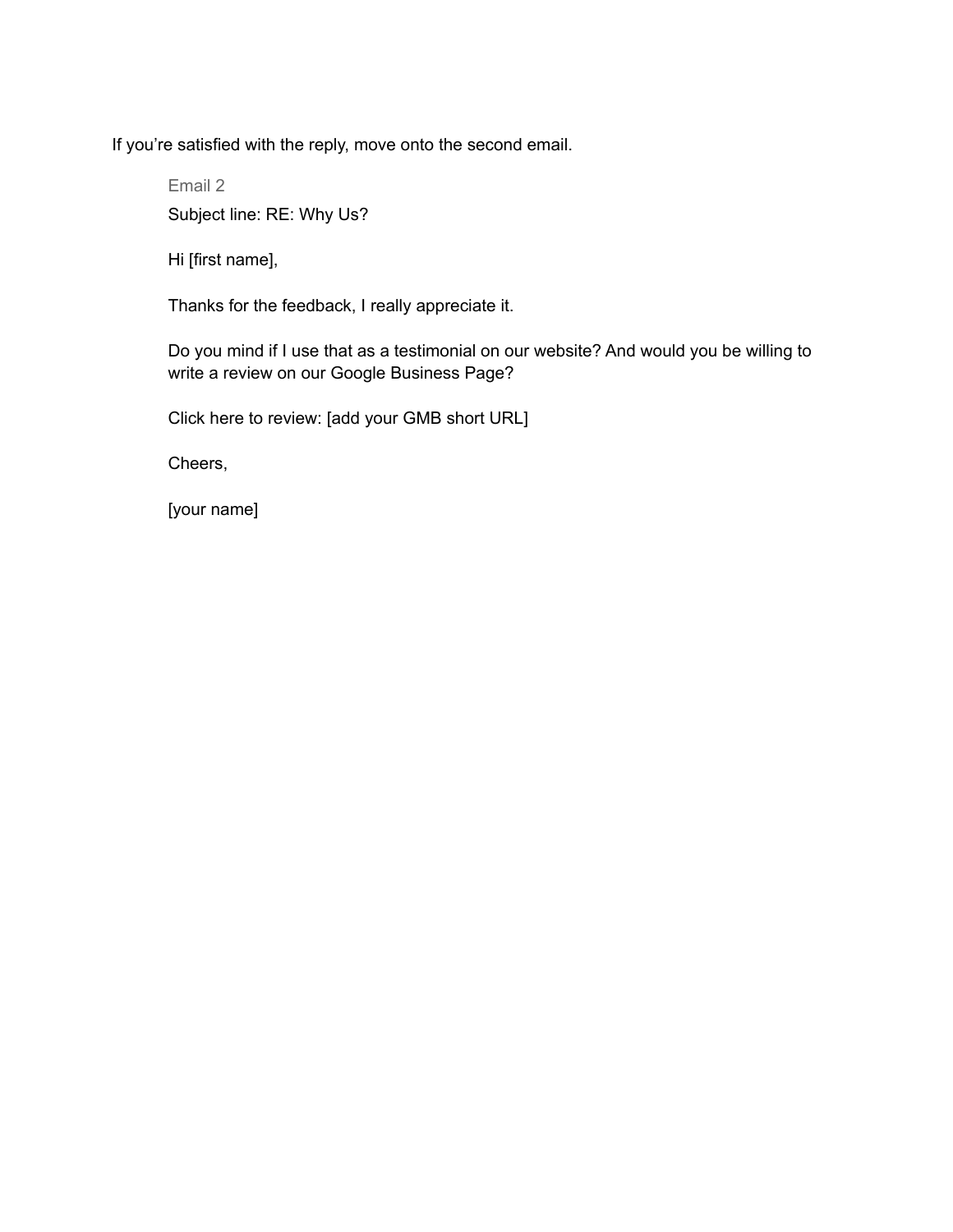If you're satisfied with the reply, move onto the second email.

> Email 2
>
> Subject line: RE: Why Us?
>
> Hi [first name],
>
> Thanks for the feedback, I really appreciate it.
>
> Do you mind if I use that as a testimonial on our website? And would you be willing to write a review on our Google Business Page?
>
> Click here to review: [add your GMB short URL]
>
> Cheers,
>
> [your name]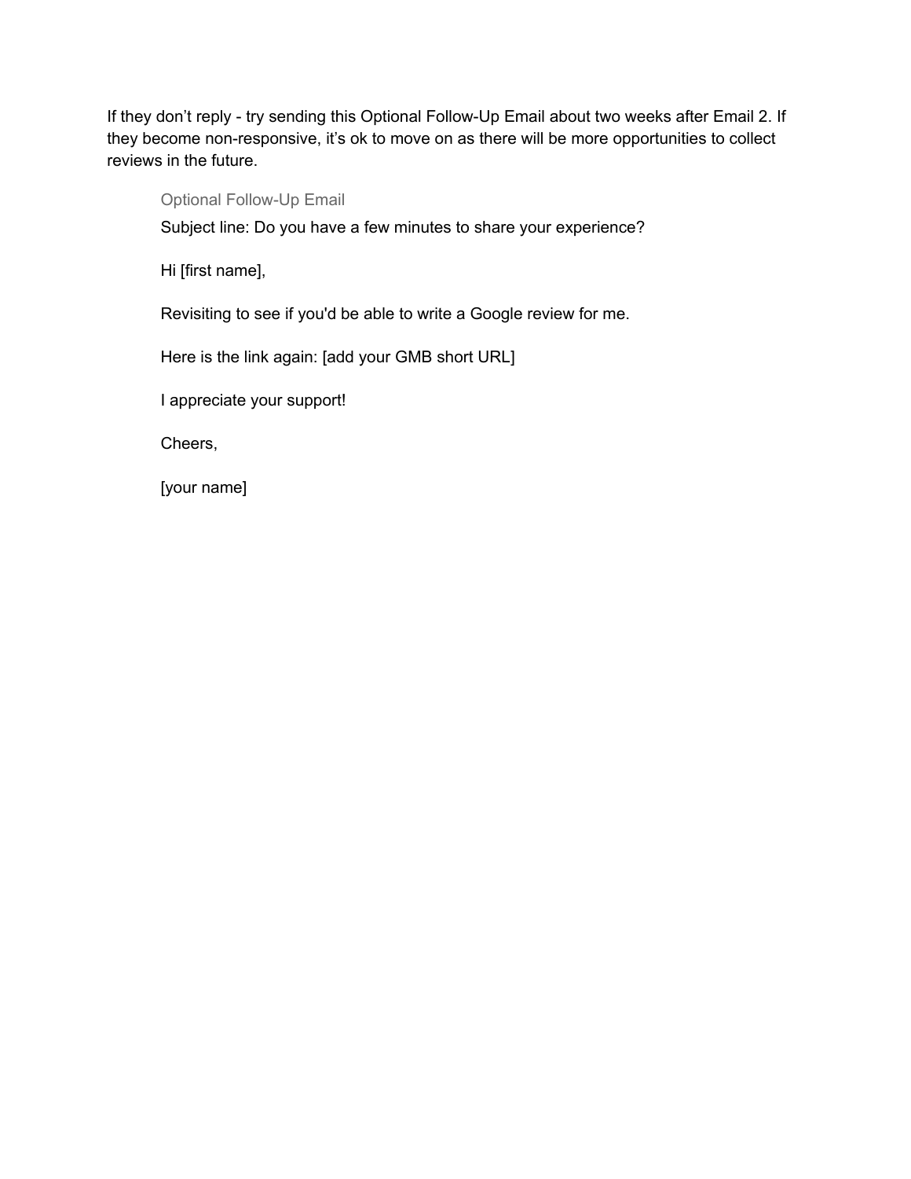If they don't reply - try sending this Optional Follow-Up Email about two weeks after Email 2. If they become non-responsive, it's ok to move on as there will be more opportunities to collect reviews in the future.

> Optional Follow-Up Email
>
> Subject line: Do you have a few minutes to share your experience?
>
> Hi [first name],
>
> Revisiting to see if you'd be able to write a Google review for me.
>
> Here is the link again: [add your GMB short URL]
>
> I appreciate your support!
>
> Cheers,
>
> [your name]